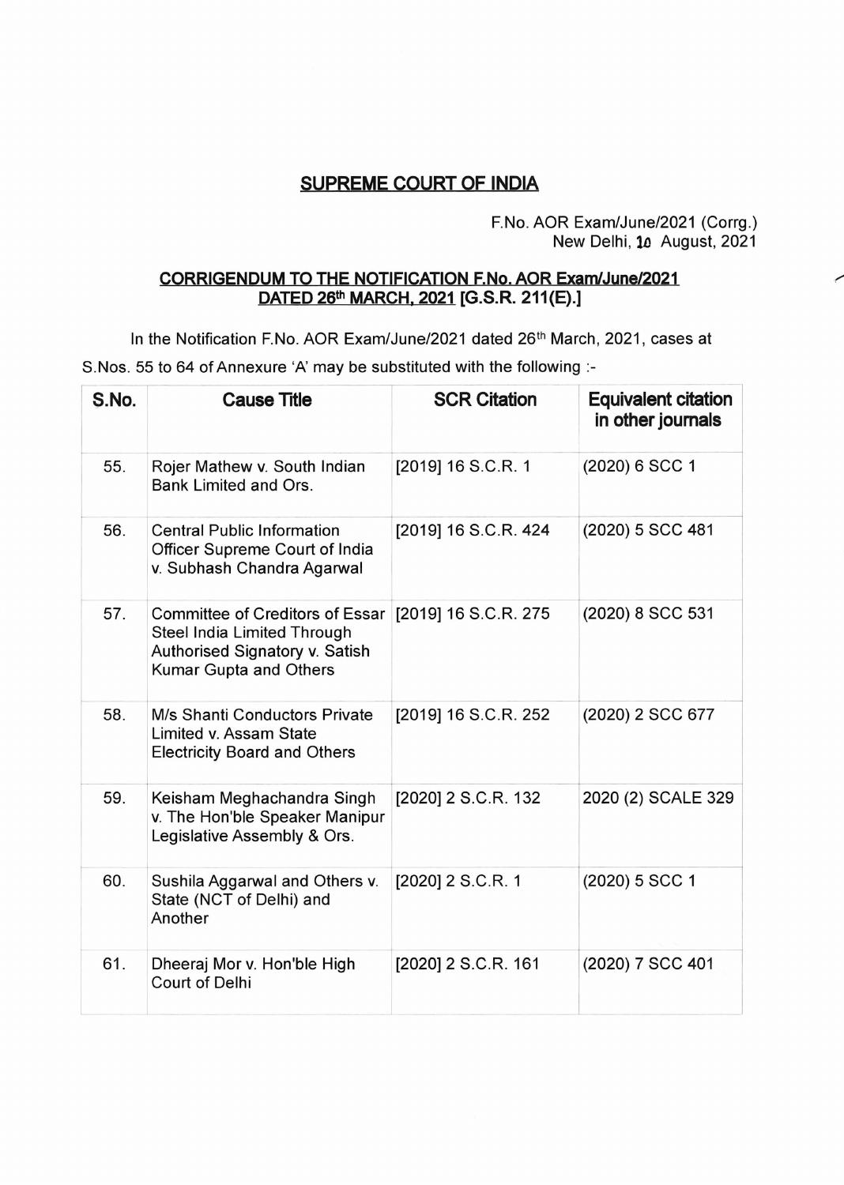# SUPREME COURT OF INDIA

F.No. AOR Exam/June/2021 (Corrg.)
New Delhi, 10 August, 2021

## CORRIGENDUM TO THE NOTIFICATION F.No. AOR Exam/June/2021 DATED 26th MARCH, 2021 [G.S.R. 211(E).]

In the Notification F.No. AOR Exam/June/2021 dated 26th March, 2021, cases at S.Nos. 55 to 64 of Annexure 'A' may be substituted with the following :-

| S.No. | Cause Title | SCR Citation | Equivalent citation in other journals |
|---|---|---|---|
| 55. | Rojer Mathew v. South Indian Bank Limited and Ors. | [2019] 16 S.C.R. 1 | (2020) 6 SCC 1 |
| 56. | Central Public Information Officer Supreme Court of India v. Subhash Chandra Agarwal | [2019] 16 S.C.R. 424 | (2020) 5 SCC 481 |
| 57. | Committee of Creditors of Essar Steel India Limited Through Authorised Signatory v. Satish Kumar Gupta and Others | [2019] 16 S.C.R. 275 | (2020) 8 SCC 531 |
| 58. | M/s Shanti Conductors Private Limited v. Assam State Electricity Board and Others | [2019] 16 S.C.R. 252 | (2020) 2 SCC 677 |
| 59. | Keisham Meghachandra Singh v. The Hon'ble Speaker Manipur Legislative Assembly & Ors. | [2020] 2 S.C.R. 132 | 2020 (2) SCALE 329 |
| 60. | Sushila Aggarwal and Others v. State (NCT of Delhi) and Another | [2020] 2 S.C.R. 1 | (2020) 5 SCC 1 |
| 61. | Dheeraj Mor v. Hon'ble High Court of Delhi | [2020] 2 S.C.R. 161 | (2020) 7 SCC 401 |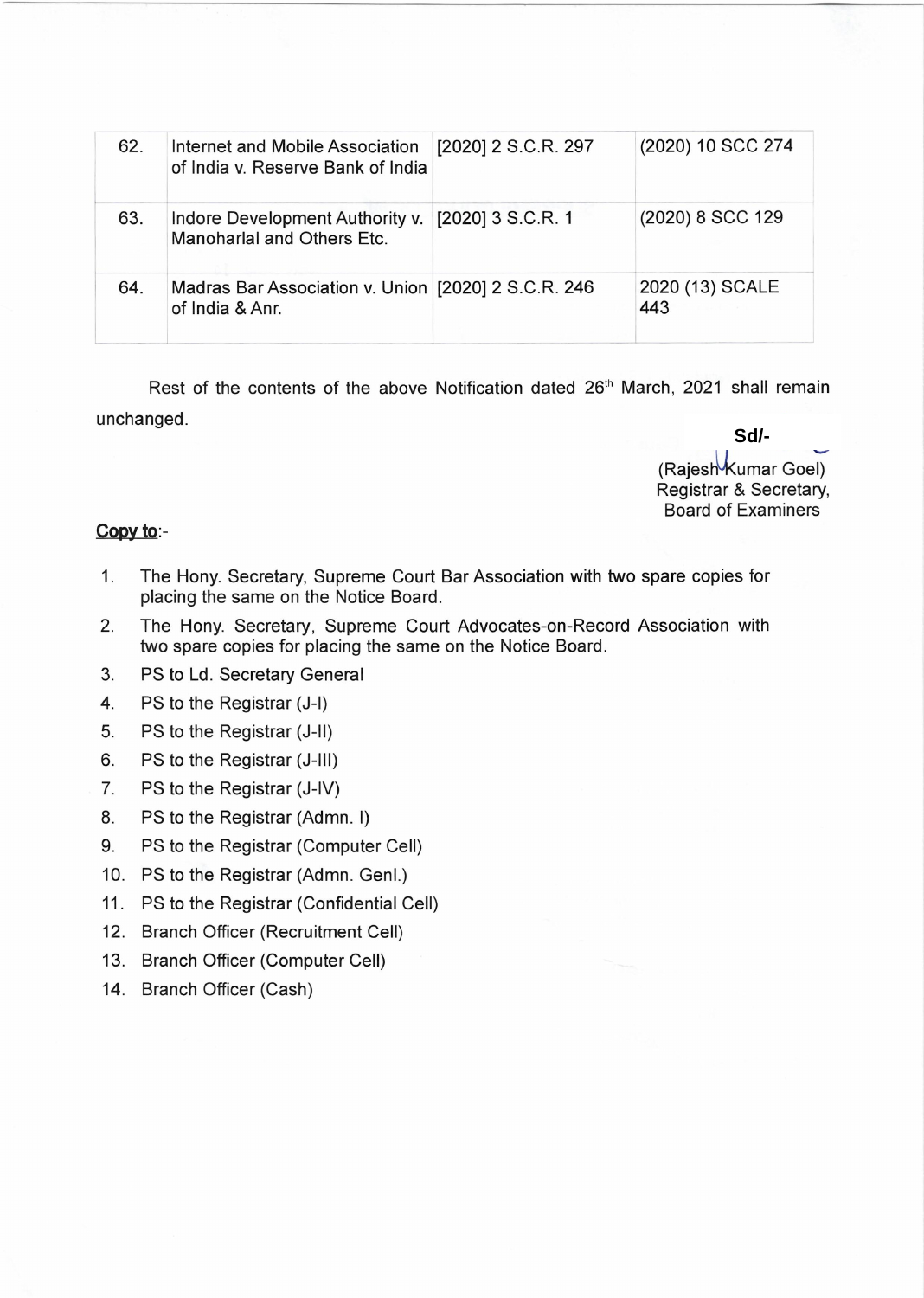| | | | |
|---|---|---|---|
| 62. | Internet and Mobile Association of India v. Reserve Bank of India | [2020] 2 S.C.R. 297 | (2020) 10 SCC 274 |
| 63. | Indore Development Authority v. Manoharlal and Others Etc. | [2020] 3 S.C.R. 1 | (2020) 8 SCC 129 |
| 64. | Madras Bar Association v. Union of India & Anr. | [2020] 2 S.C.R. 246 | 2020 (13) SCALE 443 |

Rest of the contents of the above Notification dated 26th March, 2021 shall remain unchanged.

**Sd/-**

(Rajesh Kumar Goel)
Registrar & Secretary,
Board of Examiners

**Copy to**:-

1. The Hony. Secretary, Supreme Court Bar Association with two spare copies for placing the same on the Notice Board.
2. The Hony. Secretary, Supreme Court Advocates-on-Record Association with two spare copies for placing the same on the Notice Board.
3. PS to Ld. Secretary General
4. PS to the Registrar (J-I)
5. PS to the Registrar (J-II)
6. PS to the Registrar (J-III)
7. PS to the Registrar (J-IV)
8. PS to the Registrar (Admn. I)
9. PS to the Registrar (Computer Cell)
10. PS to the Registrar (Admn. Genl.)
11. PS to the Registrar (Confidential Cell)
12. Branch Officer (Recruitment Cell)
13. Branch Officer (Computer Cell)
14. Branch Officer (Cash)